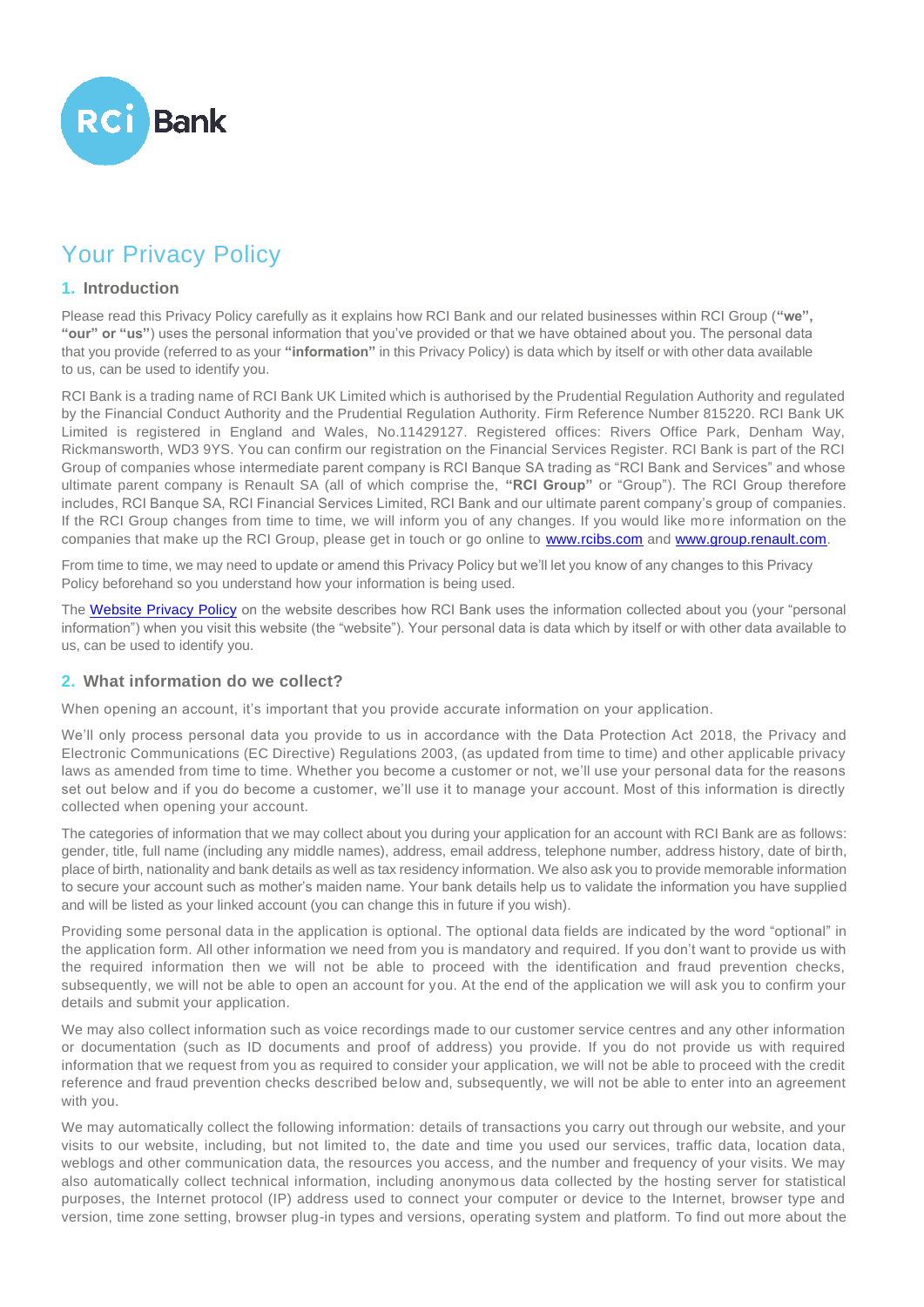RCi Bank

# Your Privacy Policy

## 1. Introduction

Please read this Privacy Policy carefully as it explains how RCI Bank and our related businesses within RCI Group (**"we", "our" or "us"**) uses the personal information that you've provided or that we have obtained about you. The personal data that you provide (referred to as your **"information"** in this Privacy Policy) is data which by itself or with other data available to us, can be used to identify you.

RCI Bank is a trading name of RCI Bank UK Limited which is authorised by the Prudential Regulation Authority and regulated by the Financial Conduct Authority and the Prudential Regulation Authority. Firm Reference Number 815220. RCI Bank UK Limited is registered in England and Wales, No.11429127. Registered offices: Rivers Office Park, Denham Way, Rickmansworth, WD3 9YS. You can confirm our registration on the Financial Services Register. RCI Bank is part of the RCI Group of companies whose intermediate parent company is RCI Banque SA trading as "RCI Bank and Services" and whose ultimate parent company is Renault SA (all of which comprise the, **"RCI Group"** or "Group"). The RCI Group therefore includes, RCI Banque SA, RCI Financial Services Limited, RCI Bank and our ultimate parent company's group of companies. If the RCI Group changes from time to time, we will inform you of any changes. If you would like more information on the companies that make up the RCI Group, please get in touch or go online to [www.rcibs.com](www.rcibs.com) and [www.group.renault.com](www.group.renault.com).

From time to time, we may need to update or amend this Privacy Policy but we'll let you know of any changes to this Privacy Policy beforehand so you understand how your information is being used.

The [Website Privacy Policy]() on the website describes how RCI Bank uses the information collected about you (your "personal information") when you visit this website (the "website"). Your personal data is data which by itself or with other data available to us, can be used to identify you.

## 2. What information do we collect?

When opening an account, it's important that you provide accurate information on your application.

We'll only process personal data you provide to us in accordance with the Data Protection Act 2018, the Privacy and Electronic Communications (EC Directive) Regulations 2003, (as updated from time to time) and other applicable privacy laws as amended from time to time. Whether you become a customer or not, we'll use your personal data for the reasons set out below and if you do become a customer, we'll use it to manage your account. Most of this information is directly collected when opening your account.

The categories of information that we may collect about you during your application for an account with RCI Bank are as follows: gender, title, full name (including any middle names), address, email address, telephone number, address history, date of birth, place of birth, nationality and bank details as well as tax residency information. We also ask you to provide memorable information to secure your account such as mother's maiden name. Your bank details help us to validate the information you have supplied and will be listed as your linked account (you can change this in future if you wish).

Providing some personal data in the application is optional. The optional data fields are indicated by the word "optional" in the application form. All other information we need from you is mandatory and required. If you don't want to provide us with the required information then we will not be able to proceed with the identification and fraud prevention checks, subsequently, we will not be able to open an account for you. At the end of the application we will ask you to confirm your details and submit your application.

We may also collect information such as voice recordings made to our customer service centres and any other information or documentation (such as ID documents and proof of address) you provide. If you do not provide us with required information that we request from you as required to consider your application, we will not be able to proceed with the credit reference and fraud prevention checks described below and, subsequently, we will not be able to enter into an agreement with you.

We may automatically collect the following information: details of transactions you carry out through our website, and your visits to our website, including, but not limited to, the date and time you used our services, traffic data, location data, weblogs and other communication data, the resources you access, and the number and frequency of your visits. We may also automatically collect technical information, including anonymous data collected by the hosting server for statistical purposes, the Internet protocol (IP) address used to connect your computer or device to the Internet, browser type and version, time zone setting, browser plug-in types and versions, operating system and platform. To find out more about the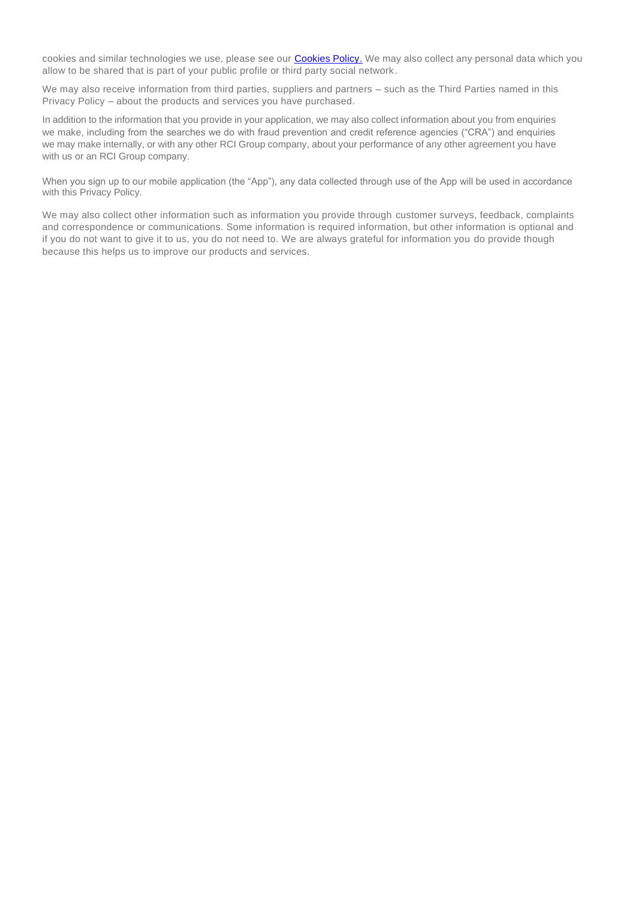cookies and similar technologies we use, please see our [Cookies Policy.](#) We may also collect any personal data which you allow to be shared that is part of your public profile or third party social network.

We may also receive information from third parties, suppliers and partners – such as the Third Parties named in this Privacy Policy – about the products and services you have purchased.

In addition to the information that you provide in your application, we may also collect information about you from enquiries we make, including from the searches we do with fraud prevention and credit reference agencies ("CRA") and enquiries we may make internally, or with any other RCI Group company, about your performance of any other agreement you have with us or an RCI Group company.

When you sign up to our mobile application (the "App"), any data collected through use of the App will be used in accordance with this Privacy Policy.

We may also collect other information such as information you provide through customer surveys, feedback, complaints and correspondence or communications. Some information is required information, but other information is optional and if you do not want to give it to us, you do not need to. We are always grateful for information you do provide though because this helps us to improve our products and services.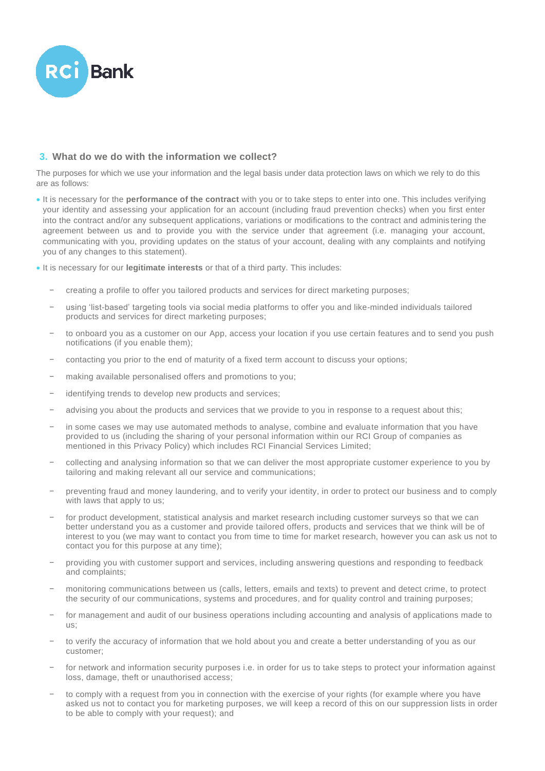## 3. What do we do with the information we collect?

The purposes for which we use your information and the legal basis under data protection laws on which we rely to do this are as follows:

- It is necessary for the **performance of the contract** with you or to take steps to enter into one. This includes verifying your identity and assessing your application for an account (including fraud prevention checks) when you first enter into the contract and/or any subsequent applications, variations or modifications to the contract and administering the agreement between us and to provide you with the service under that agreement (i.e. managing your account, communicating with you, providing updates on the status of your account, dealing with any complaints and notifying you of any changes to this statement).
- It is necessary for our **legitimate interests** or that of a third party. This includes:
  - creating a profile to offer you tailored products and services for direct marketing purposes;
  - using 'list-based' targeting tools via social media platforms to offer you and like-minded individuals tailored products and services for direct marketing purposes;
  - to onboard you as a customer on our App, access your location if you use certain features and to send you push notifications (if you enable them);
  - contacting you prior to the end of maturity of a fixed term account to discuss your options;
  - making available personalised offers and promotions to you;
  - identifying trends to develop new products and services;
  - advising you about the products and services that we provide to you in response to a request about this;
  - in some cases we may use automated methods to analyse, combine and evaluate information that you have provided to us (including the sharing of your personal information within our RCI Group of companies as mentioned in this Privacy Policy) which includes RCI Financial Services Limited;
  - collecting and analysing information so that we can deliver the most appropriate customer experience to you by tailoring and making relevant all our service and communications;
  - preventing fraud and money laundering, and to verify your identity, in order to protect our business and to comply with laws that apply to us;
  - for product development, statistical analysis and market research including customer surveys so that we can better understand you as a customer and provide tailored offers, products and services that we think will be of interest to you (we may want to contact you from time to time for market research, however you can ask us not to contact you for this purpose at any time);
  - providing you with customer support and services, including answering questions and responding to feedback and complaints;
  - monitoring communications between us (calls, letters, emails and texts) to prevent and detect crime, to protect the security of our communications, systems and procedures, and for quality control and training purposes;
  - for management and audit of our business operations including accounting and analysis of applications made to us;
  - to verify the accuracy of information that we hold about you and create a better understanding of you as our customer;
  - for network and information security purposes i.e. in order for us to take steps to protect your information against loss, damage, theft or unauthorised access;
  - to comply with a request from you in connection with the exercise of your rights (for example where you have asked us not to contact you for marketing purposes, we will keep a record of this on our suppression lists in order to be able to comply with your request); and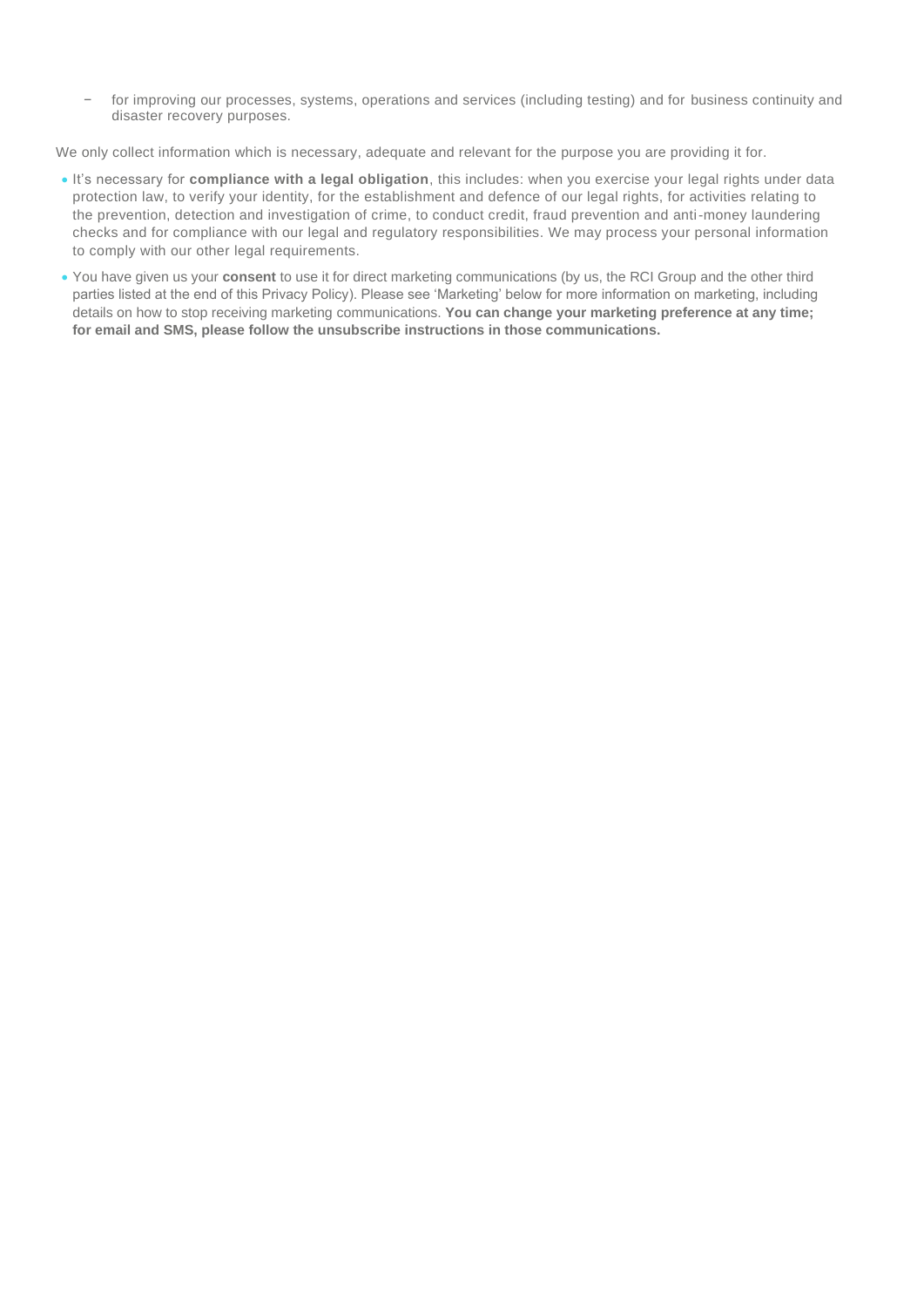- for improving our processes, systems, operations and services (including testing) and for business continuity and disaster recovery purposes.

We only collect information which is necessary, adequate and relevant for the purpose you are providing it for.

- It's necessary for **compliance with a legal obligation**, this includes: when you exercise your legal rights under data protection law, to verify your identity, for the establishment and defence of our legal rights, for activities relating to the prevention, detection and investigation of crime, to conduct credit, fraud prevention and anti-money laundering checks and for compliance with our legal and regulatory responsibilities. We may process your personal information to comply with our other legal requirements.
- You have given us your **consent** to use it for direct marketing communications (by us, the RCI Group and the other third parties listed at the end of this Privacy Policy). Please see 'Marketing' below for more information on marketing, including details on how to stop receiving marketing communications. **You can change your marketing preference at any time; for email and SMS, please follow the unsubscribe instructions in those communications.**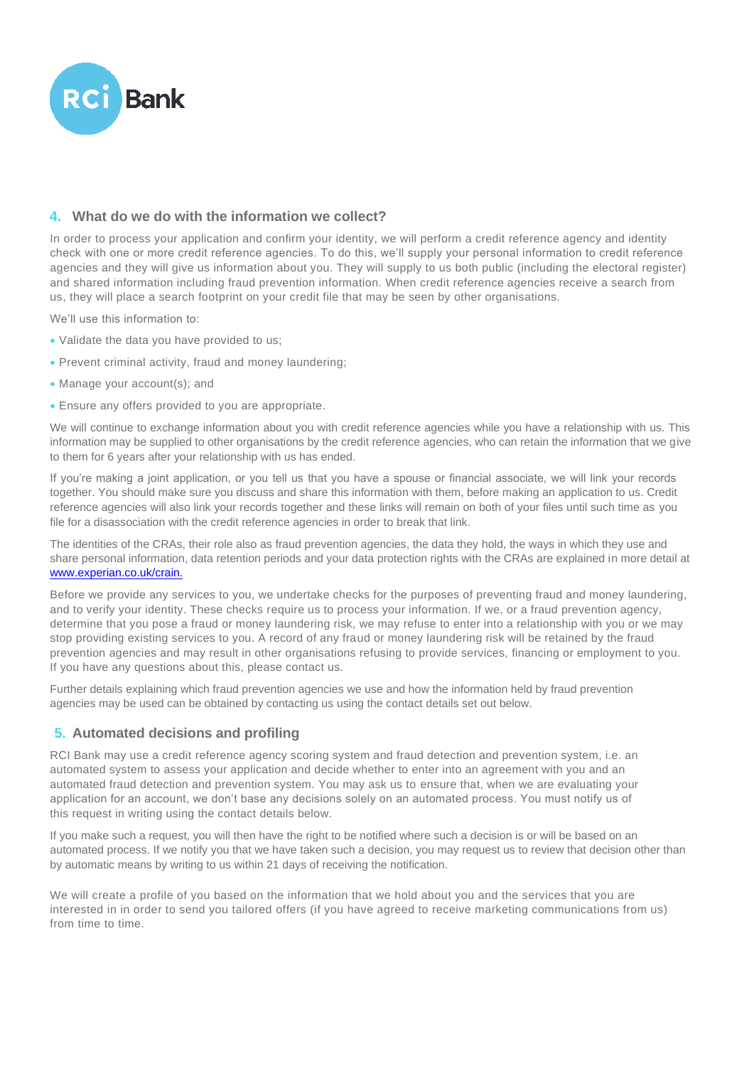## 4. What do we do with the information we collect?

In order to process your application and confirm your identity, we will perform a credit reference agency and identity check with one or more credit reference agencies. To do this, we'll supply your personal information to credit reference agencies and they will give us information about you. They will supply to us both public (including the electoral register) and shared information including fraud prevention information. When credit reference agencies receive a search from us, they will place a search footprint on your credit file that may be seen by other organisations.

We'll use this information to:

- Validate the data you have provided to us;
- Prevent criminal activity, fraud and money laundering;
- Manage your account(s); and
- Ensure any offers provided to you are appropriate.

We will continue to exchange information about you with credit reference agencies while you have a relationship with us. This information may be supplied to other organisations by the credit reference agencies, who can retain the information that we give to them for 6 years after your relationship with us has ended.

If you're making a joint application, or you tell us that you have a spouse or financial associate, we will link your records together. You should make sure you discuss and share this information with them, before making an application to us. Credit reference agencies will also link your records together and these links will remain on both of your files until such time as you file for a disassociation with the credit reference agencies in order to break that link.

The identities of the CRAs, their role also as fraud prevention agencies, the data they hold, the ways in which they use and share personal information, data retention periods and your data protection rights with the CRAs are explained in more detail at [www.experian.co.uk/crain.](http://www.experian.co.uk/crain)

Before we provide any services to you, we undertake checks for the purposes of preventing fraud and money laundering, and to verify your identity. These checks require us to process your information. If we, or a fraud prevention agency, determine that you pose a fraud or money laundering risk, we may refuse to enter into a relationship with you or we may stop providing existing services to you. A record of any fraud or money laundering risk will be retained by the fraud prevention agencies and may result in other organisations refusing to provide services, financing or employment to you. If you have any questions about this, please contact us.

Further details explaining which fraud prevention agencies we use and how the information held by fraud prevention agencies may be used can be obtained by contacting us using the contact details set out below.

## 5. Automated decisions and profiling

RCI Bank may use a credit reference agency scoring system and fraud detection and prevention system, i.e. an automated system to assess your application and decide whether to enter into an agreement with you and an automated fraud detection and prevention system. You may ask us to ensure that, when we are evaluating your application for an account, we don't base any decisions solely on an automated process. You must notify us of this request in writing using the contact details below.

If you make such a request, you will then have the right to be notified where such a decision is or will be based on an automated process. If we notify you that we have taken such a decision, you may request us to review that decision other than by automatic means by writing to us within 21 days of receiving the notification.

We will create a profile of you based on the information that we hold about you and the services that you are interested in in order to send you tailored offers (if you have agreed to receive marketing communications from us) from time to time.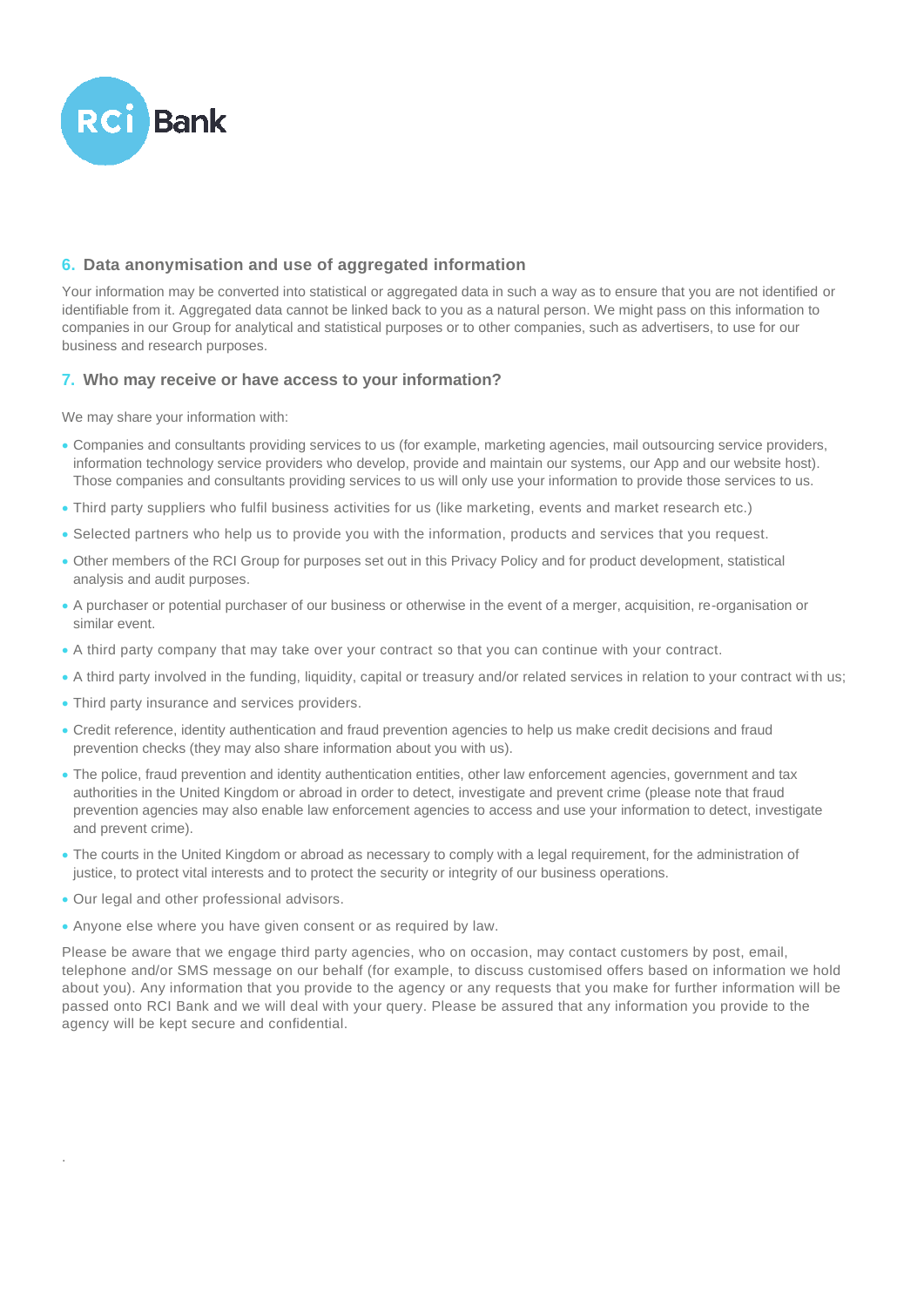## 6. Data anonymisation and use of aggregated information

Your information may be converted into statistical or aggregated data in such a way as to ensure that you are not identified or identifiable from it. Aggregated data cannot be linked back to you as a natural person. We might pass on this information to companies in our Group for analytical and statistical purposes or to other companies, such as advertisers, to use for our business and research purposes.

## 7. Who may receive or have access to your information?

We may share your information with:

- Companies and consultants providing services to us (for example, marketing agencies, mail outsourcing service providers, information technology service providers who develop, provide and maintain our systems, our App and our website host). Those companies and consultants providing services to us will only use your information to provide those services to us.
- Third party suppliers who fulfil business activities for us (like marketing, events and market research etc.)
- Selected partners who help us to provide you with the information, products and services that you request.
- Other members of the RCI Group for purposes set out in this Privacy Policy and for product development, statistical analysis and audit purposes.
- A purchaser or potential purchaser of our business or otherwise in the event of a merger, acquisition, re-organisation or similar event.
- A third party company that may take over your contract so that you can continue with your contract.
- A third party involved in the funding, liquidity, capital or treasury and/or related services in relation to your contract with us;
- Third party insurance and services providers.
- Credit reference, identity authentication and fraud prevention agencies to help us make credit decisions and fraud prevention checks (they may also share information about you with us).
- The police, fraud prevention and identity authentication entities, other law enforcement agencies, government and tax authorities in the United Kingdom or abroad in order to detect, investigate and prevent crime (please note that fraud prevention agencies may also enable law enforcement agencies to access and use your information to detect, investigate and prevent crime).
- The courts in the United Kingdom or abroad as necessary to comply with a legal requirement, for the administration of justice, to protect vital interests and to protect the security or integrity of our business operations.
- Our legal and other professional advisors.
- Anyone else where you have given consent or as required by law.

Please be aware that we engage third party agencies, who on occasion, may contact customers by post, email, telephone and/or SMS message on our behalf (for example, to discuss customised offers based on information we hold about you). Any information that you provide to the agency or any requests that you make for further information will be passed onto RCI Bank and we will deal with your query. Please be assured that any information you provide to the agency will be kept secure and confidential.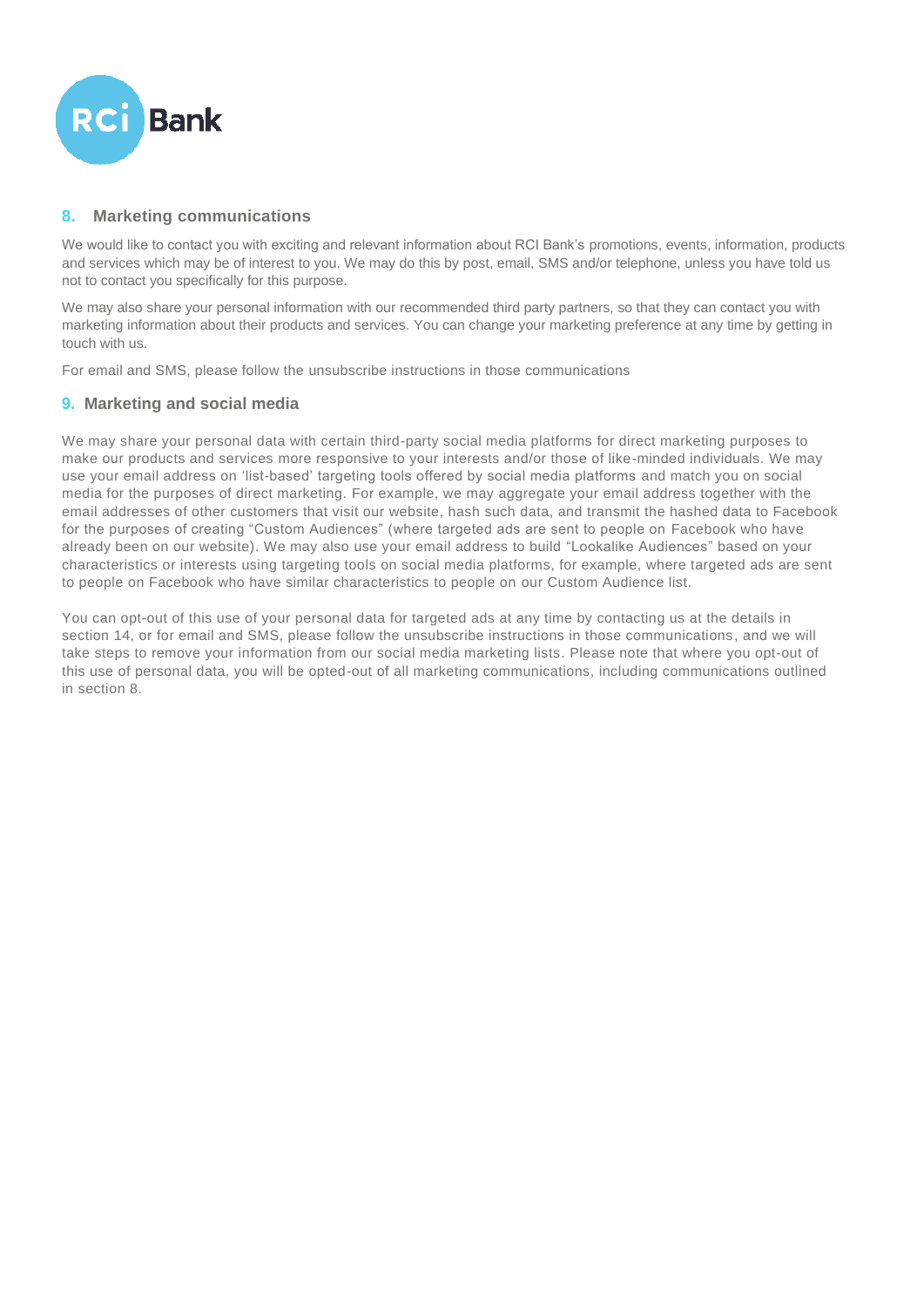## 8. Marketing communications

We would like to contact you with exciting and relevant information about RCI Bank's promotions, events, information, products and services which may be of interest to you. We may do this by post, email, SMS and/or telephone, unless you have told us not to contact you specifically for this purpose.

We may also share your personal information with our recommended third party partners, so that they can contact you with marketing information about their products and services. You can change your marketing preference at any time by getting in touch with us.

For email and SMS, please follow the unsubscribe instructions in those communications

## 9. Marketing and social media

We may share your personal data with certain third-party social media platforms for direct marketing purposes to make our products and services more responsive to your interests and/or those of like-minded individuals. We may use your email address on 'list-based' targeting tools offered by social media platforms and match you on social media for the purposes of direct marketing. For example, we may aggregate your email address together with the email addresses of other customers that visit our website, hash such data, and transmit the hashed data to Facebook for the purposes of creating "Custom Audiences" (where targeted ads are sent to people on Facebook who have already been on our website). We may also use your email address to build "Lookalike Audiences" based on your characteristics or interests using targeting tools on social media platforms, for example, where targeted ads are sent to people on Facebook who have similar characteristics to people on our Custom Audience list.

You can opt-out of this use of your personal data for targeted ads at any time by contacting us at the details in section 14, or for email and SMS, please follow the unsubscribe instructions in those communications, and we will take steps to remove your information from our social media marketing lists. Please note that where you opt-out of this use of personal data, you will be opted-out of all marketing communications, including communications outlined in section 8.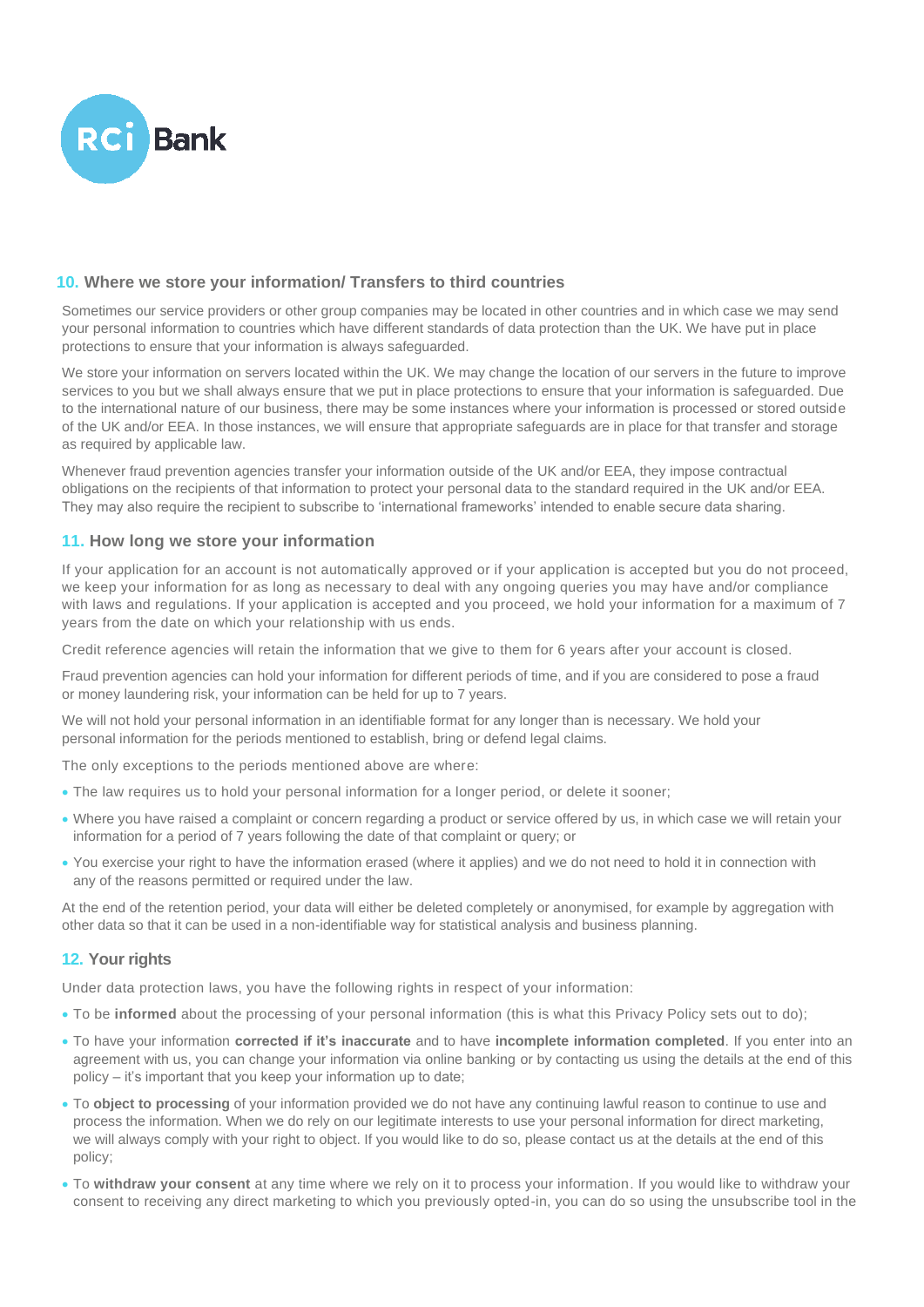## 10. Where we store your information/ Transfers to third countries

Sometimes our service providers or other group companies may be located in other countries and in which case we may send your personal information to countries which have different standards of data protection than the UK. We have put in place protections to ensure that your information is always safeguarded.

We store your information on servers located within the UK. We may change the location of our servers in the future to improve services to you but we shall always ensure that we put in place protections to ensure that your information is safeguarded. Due to the international nature of our business, there may be some instances where your information is processed or stored outside of the UK and/or EEA. In those instances, we will ensure that appropriate safeguards are in place for that transfer and storage as required by applicable law.

Whenever fraud prevention agencies transfer your information outside of the UK and/or EEA, they impose contractual obligations on the recipients of that information to protect your personal data to the standard required in the UK and/or EEA. They may also require the recipient to subscribe to 'international frameworks' intended to enable secure data sharing.

## 11. How long we store your information

If your application for an account is not automatically approved or if your application is accepted but you do not proceed, we keep your information for as long as necessary to deal with any ongoing queries you may have and/or compliance with laws and regulations. If your application is accepted and you proceed, we hold your information for a maximum of 7 years from the date on which your relationship with us ends.

Credit reference agencies will retain the information that we give to them for 6 years after your account is closed.

Fraud prevention agencies can hold your information for different periods of time, and if you are considered to pose a fraud or money laundering risk, your information can be held for up to 7 years.

We will not hold your personal information in an identifiable format for any longer than is necessary. We hold your personal information for the periods mentioned to establish, bring or defend legal claims.

The only exceptions to the periods mentioned above are where:

- The law requires us to hold your personal information for a longer period, or delete it sooner;
- Where you have raised a complaint or concern regarding a product or service offered by us, in which case we will retain your information for a period of 7 years following the date of that complaint or query; or
- You exercise your right to have the information erased (where it applies) and we do not need to hold it in connection with any of the reasons permitted or required under the law.

At the end of the retention period, your data will either be deleted completely or anonymised, for example by aggregation with other data so that it can be used in a non-identifiable way for statistical analysis and business planning.

## 12. Your rights

Under data protection laws, you have the following rights in respect of your information:

- To be **informed** about the processing of your personal information (this is what this Privacy Policy sets out to do);
- To have your information **corrected if it's inaccurate** and to have **incomplete information completed**. If you enter into an agreement with us, you can change your information via online banking or by contacting us using the details at the end of this policy – it's important that you keep your information up to date;
- To **object to processing** of your information provided we do not have any continuing lawful reason to continue to use and process the information. When we do rely on our legitimate interests to use your personal information for direct marketing, we will always comply with your right to object. If you would like to do so, please contact us at the details at the end of this policy;
- To **withdraw your consent** at any time where we rely on it to process your information. If you would like to withdraw your consent to receiving any direct marketing to which you previously opted-in, you can do so using the unsubscribe tool in the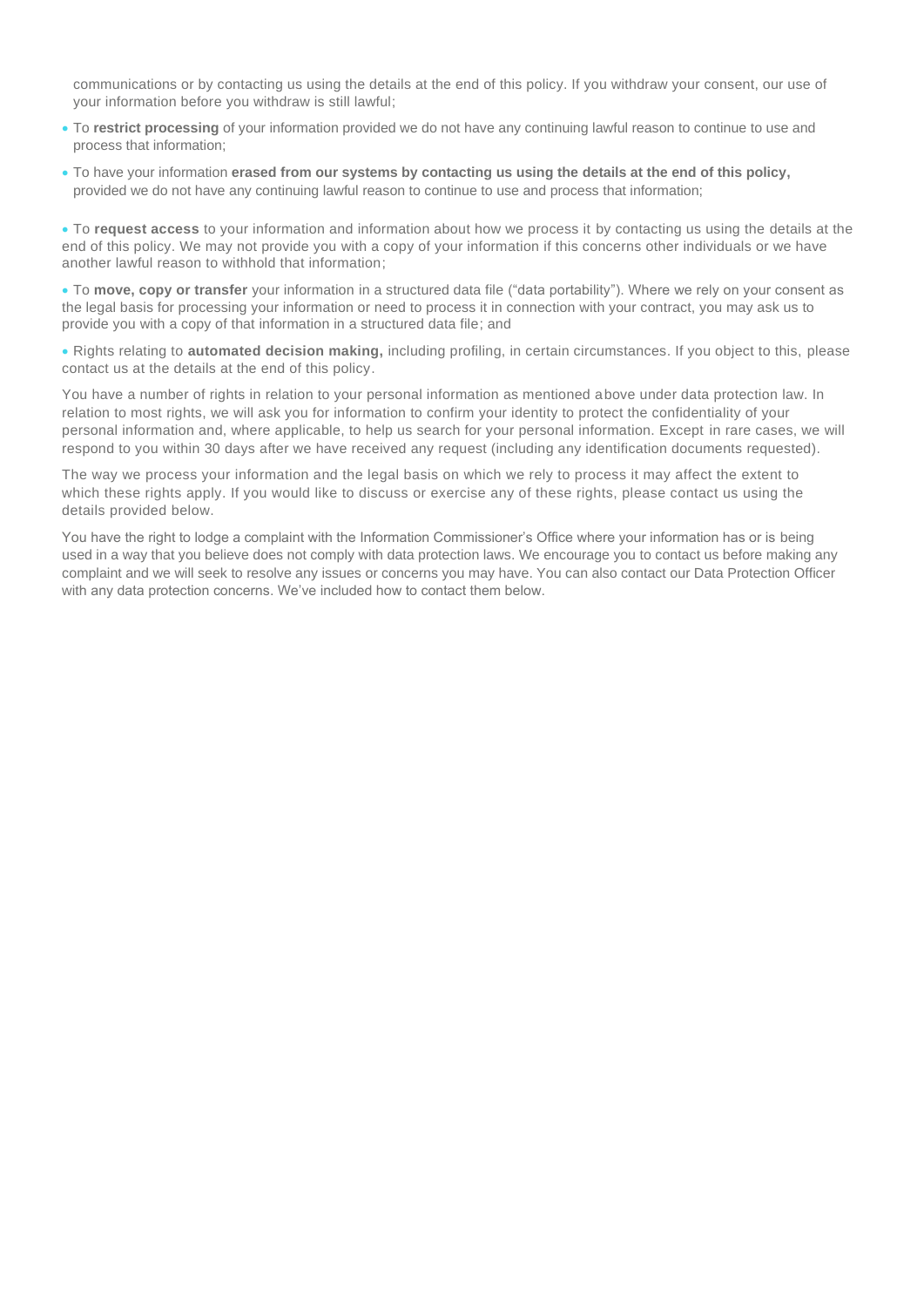communications or by contacting us using the details at the end of this policy. If you withdraw your consent, our use of your information before you withdraw is still lawful;

- To **restrict processing** of your information provided we do not have any continuing lawful reason to continue to use and process that information;
- To have your information **erased from our systems by contacting us using the details at the end of this policy,** provided we do not have any continuing lawful reason to continue to use and process that information;
- To **request access** to your information and information about how we process it by contacting us using the details at the end of this policy. We may not provide you with a copy of your information if this concerns other individuals or we have another lawful reason to withhold that information;
- To **move, copy or transfer** your information in a structured data file ("data portability"). Where we rely on your consent as the legal basis for processing your information or need to process it in connection with your contract, you may ask us to provide you with a copy of that information in a structured data file; and
- Rights relating to **automated decision making,** including profiling, in certain circumstances. If you object to this, please contact us at the details at the end of this policy.

You have a number of rights in relation to your personal information as mentioned above under data protection law. In relation to most rights, we will ask you for information to confirm your identity to protect the confidentiality of your personal information and, where applicable, to help us search for your personal information. Except in rare cases, we will respond to you within 30 days after we have received any request (including any identification documents requested).

The way we process your information and the legal basis on which we rely to process it may affect the extent to which these rights apply. If you would like to discuss or exercise any of these rights, please contact us using the details provided below.

You have the right to lodge a complaint with the Information Commissioner's Office where your information has or is being used in a way that you believe does not comply with data protection laws. We encourage you to contact us before making any complaint and we will seek to resolve any issues or concerns you may have. You can also contact our Data Protection Officer with any data protection concerns. We've included how to contact them below.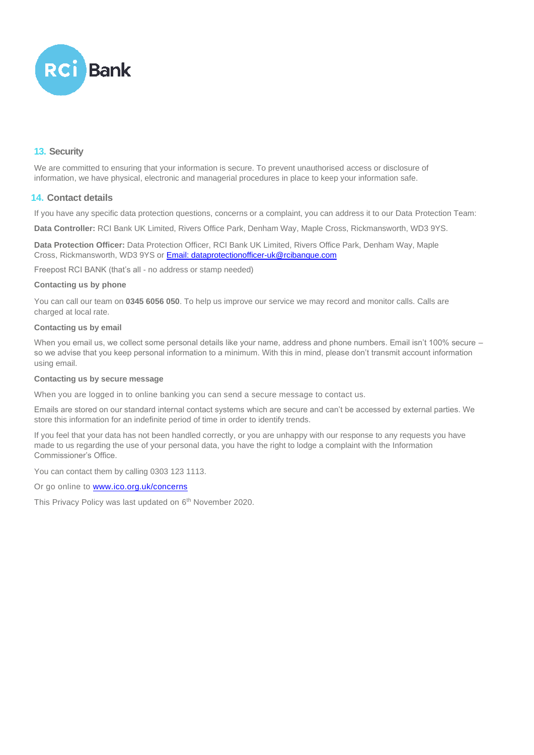## 13. Security

We are committed to ensuring that your information is secure. To prevent unauthorised access or disclosure of information, we have physical, electronic and managerial procedures in place to keep your information safe.

## 14. Contact details

If you have any specific data protection questions, concerns or a complaint, you can address it to our Data Protection Team:

**Data Controller:** RCI Bank UK Limited, Rivers Office Park, Denham Way, Maple Cross, Rickmansworth, WD3 9YS.

**Data Protection Officer:** Data Protection Officer, RCI Bank UK Limited, Rivers Office Park, Denham Way, Maple Cross, Rickmansworth, WD3 9YS or Email: dataprotectionofficer-uk@rcibanque.com

Freepost RCI BANK (that's all - no address or stamp needed)

**Contacting us by phone**

You can call our team on **0345 6056 050**. To help us improve our service we may record and monitor calls. Calls are charged at local rate.

**Contacting us by email**

When you email us, we collect some personal details like your name, address and phone numbers. Email isn't 100% secure – so we advise that you keep personal information to a minimum. With this in mind, please don't transmit account information using email.

**Contacting us by secure message**

When you are logged in to online banking you can send a secure message to contact us.

Emails are stored on our standard internal contact systems which are secure and can't be accessed by external parties. We store this information for an indefinite period of time in order to identify trends.

If you feel that your data has not been handled correctly, or you are unhappy with our response to any requests you have made to us regarding the use of your personal data, you have the right to lodge a complaint with the Information Commissioner's Office.

You can contact them by calling 0303 123 1113.

Or go online to www.ico.org.uk/concerns

This Privacy Policy was last updated on 6th November 2020.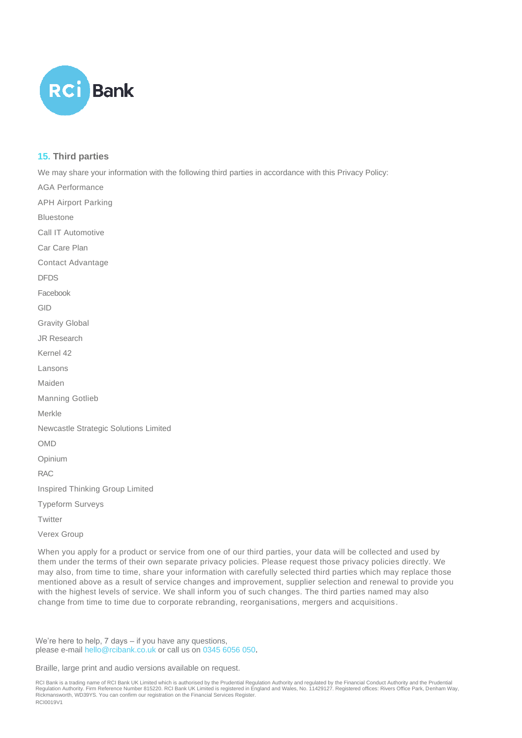## 15. Third parties

We may share your information with the following third parties in accordance with this Privacy Policy:

AGA Performance

APH Airport Parking

Bluestone

Call IT Automotive

Car Care Plan

Contact Advantage

DFDS

Facebook

GID

Gravity Global

JR Research

Kernel 42

Lansons

Maiden

Manning Gotlieb

Merkle

Newcastle Strategic Solutions Limited

OMD

Opinium

RAC

Inspired Thinking Group Limited

Typeform Surveys

Twitter

Verex Group

When you apply for a product or service from one of our third parties, your data will be collected and used by them under the terms of their own separate privacy policies. Please request those privacy policies directly. We may also, from time to time, share your information with carefully selected third parties which may replace those mentioned above as a result of service changes and improvement, supplier selection and renewal to provide you with the highest levels of service. We shall inform you of such changes. The third parties named may also change from time to time due to corporate rebranding, reorganisations, mergers and acquisitions.

We're here to help, 7 days – if you have any questions, please e-mail hello@rcibank.co.uk or call us on 0345 6056 050.

Braille, large print and audio versions available on request.

RCI Bank is a trading name of RCI Bank UK Limited which is authorised by the Prudential Regulation Authority and regulated by the Financial Conduct Authority and the Prudential Regulation Authority. Firm Reference Number 815220. RCI Bank UK Limited is registered in England and Wales, No. 11429127. Registered offices: Rivers Office Park, Denham Way, Rickmansworth, WD39YS. You can confirm our registration on the Financial Services Register.

RCI0019V1